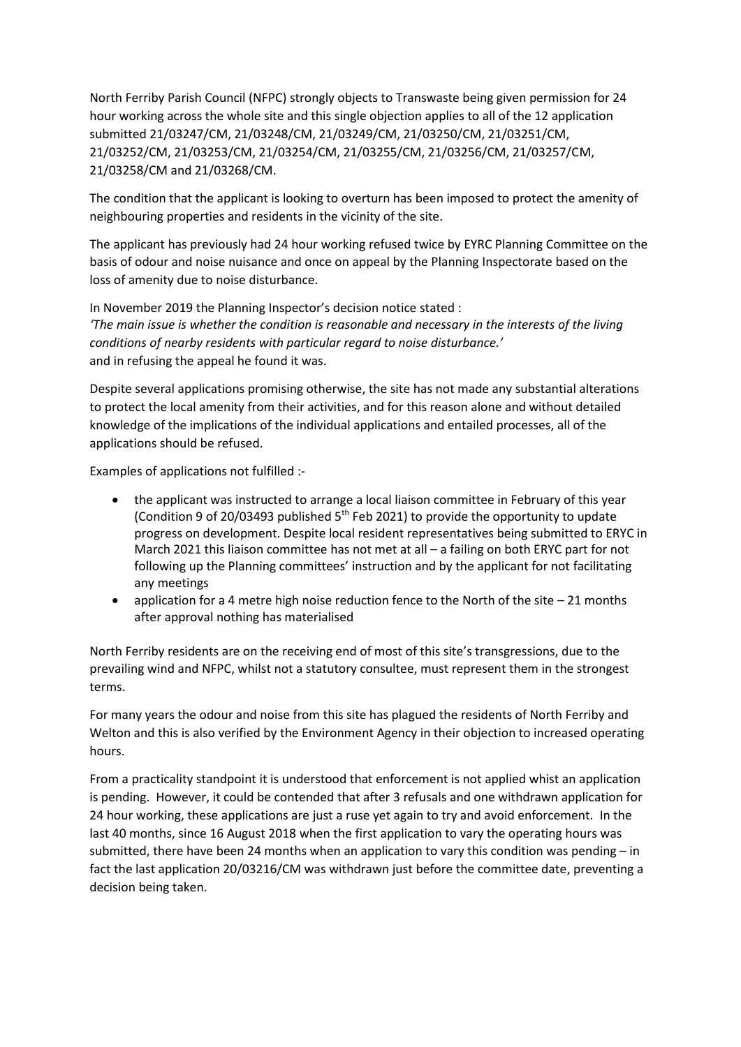North Ferriby Parish Council (NFPC) strongly objects to Transwaste being given permission for 24 hour working across the whole site and this single objection applies to all of the 12 application submitted 21/03247/CM, 21/03248/CM, 21/03249/CM, 21/03250/CM, 21/03251/CM, 21/03252/CM, 21/03253/CM, 21/03254/CM, 21/03255/CM, 21/03256/CM, 21/03257/CM, 21/03258/CM and 21/03268/CM.

The condition that the applicant is looking to overturn has been imposed to protect the amenity of neighbouring properties and residents in the vicinity of the site.

The applicant has previously had 24 hour working refused twice by EYRC Planning Committee on the basis of odour and noise nuisance and once on appeal by the Planning Inspectorate based on the loss of amenity due to noise disturbance.

In November 2019 the Planning Inspector's decision notice stated :
*'The main issue is whether the condition is reasonable and necessary in the interests of the living conditions of nearby residents with particular regard to noise disturbance.'*
and in refusing the appeal he found it was.

Despite several applications promising otherwise, the site has not made any substantial alterations to protect the local amenity from their activities, and for this reason alone and without detailed knowledge of the implications of the individual applications and entailed processes, all of the applications should be refused.

Examples of applications not fulfilled :-

- the applicant was instructed to arrange a local liaison committee in February of this year (Condition 9 of 20/03493 published 5th Feb 2021) to provide the opportunity to update progress on development. Despite local resident representatives being submitted to ERYC in March 2021 this liaison committee has not met at all – a failing on both ERYC part for not following up the Planning committees' instruction and by the applicant for not facilitating any meetings
- application for a 4 metre high noise reduction fence to the North of the site – 21 months after approval nothing has materialised

North Ferriby residents are on the receiving end of most of this site's transgressions, due to the prevailing wind and NFPC, whilst not a statutory consultee, must represent them in the strongest terms.

For many years the odour and noise from this site has plagued the residents of North Ferriby and Welton and this is also verified by the Environment Agency in their objection to increased operating hours.

From a practicality standpoint it is understood that enforcement is not applied whist an application is pending. However, it could be contended that after 3 refusals and one withdrawn application for 24 hour working, these applications are just a ruse yet again to try and avoid enforcement. In the last 40 months, since 16 August 2018 when the first application to vary the operating hours was submitted, there have been 24 months when an application to vary this condition was pending – in fact the last application 20/03216/CM was withdrawn just before the committee date, preventing a decision being taken.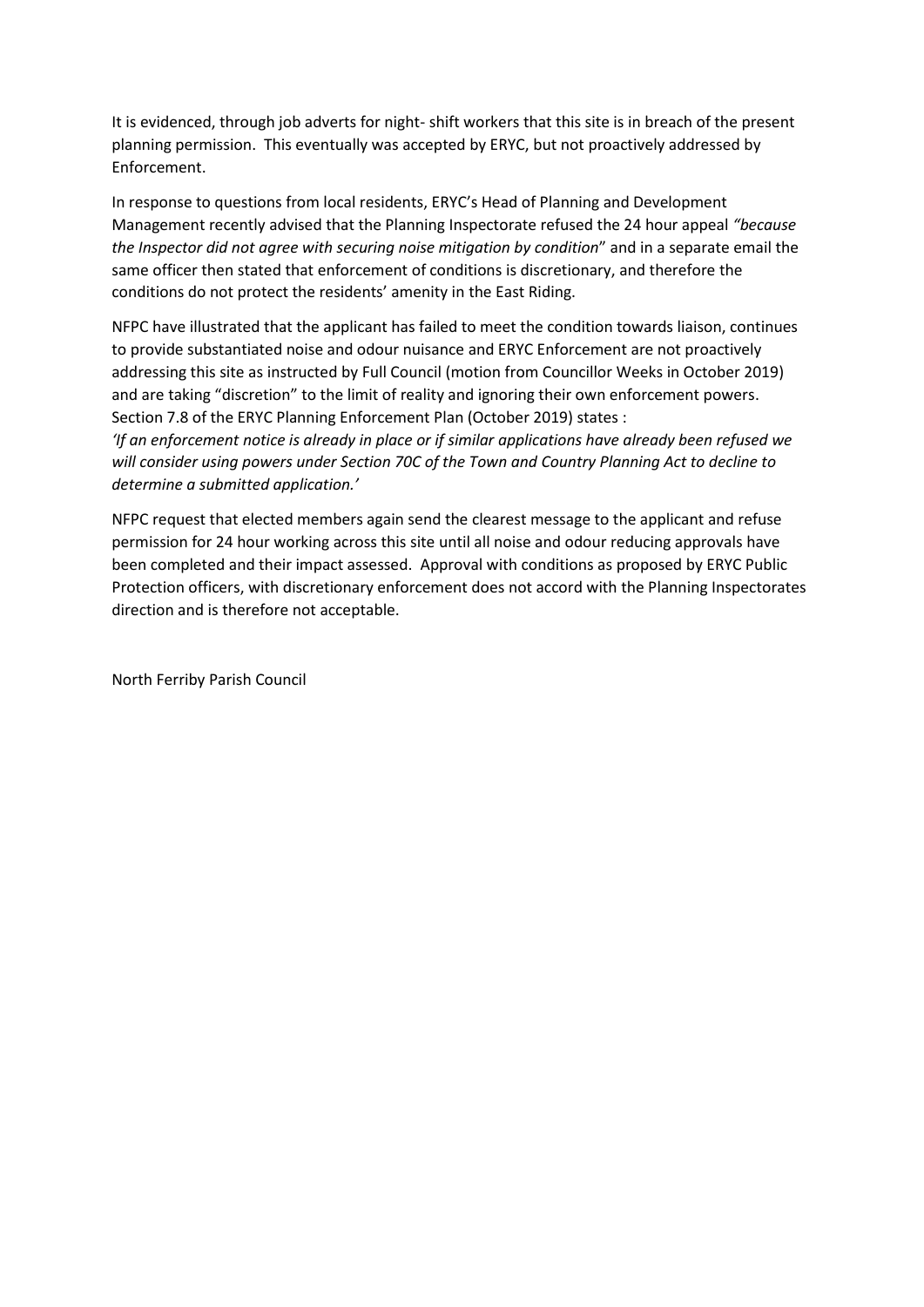It is evidenced, through job adverts for night- shift workers that this site is in breach of the present planning permission. This eventually was accepted by ERYC, but not proactively addressed by Enforcement.

In response to questions from local residents, ERYC's Head of Planning and Development Management recently advised that the Planning Inspectorate refused the 24 hour appeal *"because the Inspector did not agree with securing noise mitigation by condition*" and in a separate email the same officer then stated that enforcement of conditions is discretionary, and therefore the conditions do not protect the residents' amenity in the East Riding.

NFPC have illustrated that the applicant has failed to meet the condition towards liaison, continues to provide substantiated noise and odour nuisance and ERYC Enforcement are not proactively addressing this site as instructed by Full Council (motion from Councillor Weeks in October 2019) and are taking "discretion" to the limit of reality and ignoring their own enforcement powers. Section 7.8 of the ERYC Planning Enforcement Plan (October 2019) states :
*'If an enforcement notice is already in place or if similar applications have already been refused we will consider using powers under Section 70C of the Town and Country Planning Act to decline to determine a submitted application.'*

NFPC request that elected members again send the clearest message to the applicant and refuse permission for 24 hour working across this site until all noise and odour reducing approvals have been completed and their impact assessed. Approval with conditions as proposed by ERYC Public Protection officers, with discretionary enforcement does not accord with the Planning Inspectorates direction and is therefore not acceptable.

North Ferriby Parish Council